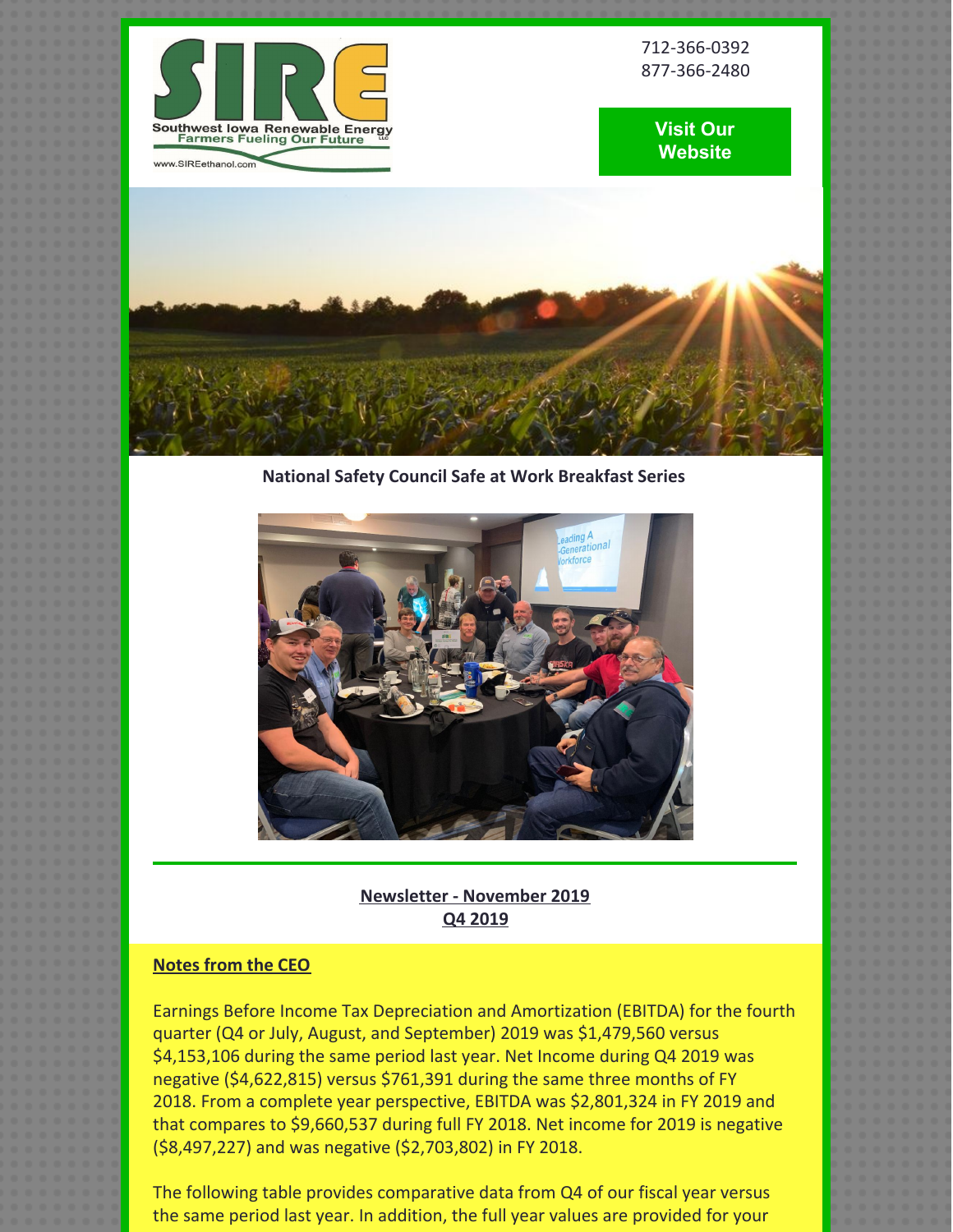712-366-0392
877-366-2480

Visit Our Website

National Safety Council Safe at Work Breakfast Series

**Newsletter - November 2019**
**Q4 2019**

## Notes from the CEO

Earnings Before Income Tax Depreciation and Amortization (EBITDA) for the fourth quarter (Q4 or July, August, and September) 2019 was $1,479,560 versus $4,153,106 during the same period last year. Net Income during Q4 2019 was negative ($4,622,815) versus $761,391 during the same three months of FY 2018. From a complete year perspective, EBITDA was $2,801,324 in FY 2019 and that compares to $9,660,537 during full FY 2018. Net income for 2019 is negative ($8,497,227) and was negative ($2,703,802) in FY 2018.

The following table provides comparative data from Q4 of our fiscal year versus the same period last year. In addition, the full year values are provided for your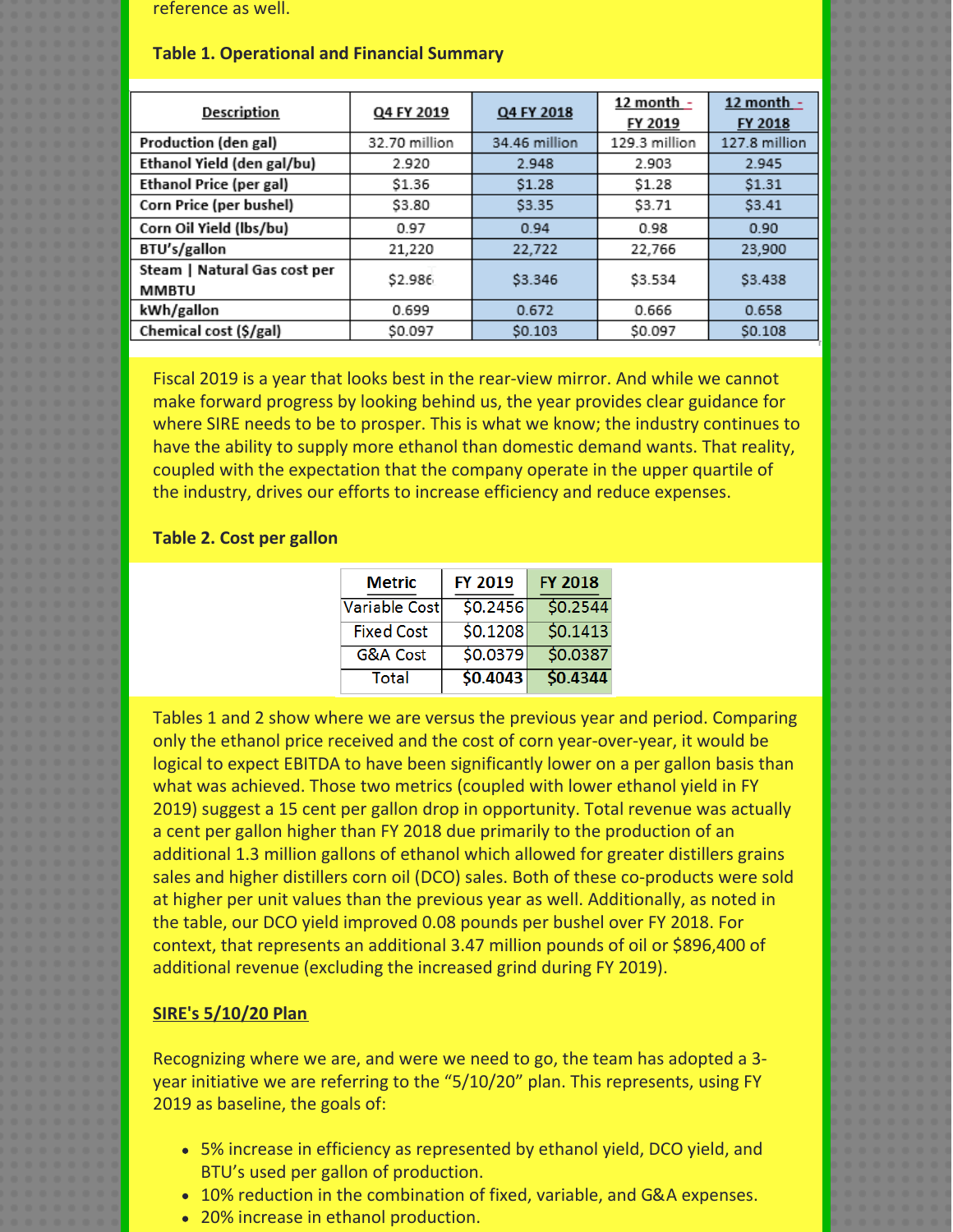reference as well.

**Table 1. Operational and Financial Summary**

| Description | Q4 FY 2019 | Q4 FY 2018 | 12 month - FY 2019 | 12 month - FY 2018 |
|---|---|---|---|---|
| Production (den gal) | 32.70 million | 34.46 million | 129.3 million | 127.8 million |
| Ethanol Yield (den gal/bu) | 2.920 | 2.948 | 2.903 | 2.945 |
| Ethanol Price (per gal) | $1.36 | $1.28 | $1.28 | $1.31 |
| Corn Price (per bushel) | $3.80 | $3.35 | $3.71 | $3.41 |
| Corn Oil Yield (lbs/bu) | 0.97 | 0.94 | 0.98 | 0.90 |
| BTU's/gallon | 21,220 | 22,722 | 22,766 | 23,900 |
| Steam \| Natural Gas cost per MMBTU | $2.986 | $3.346 | $3.534 | $3.438 |
| kWh/gallon | 0.699 | 0.672 | 0.666 | 0.658 |
| Chemical cost ($/gal) | $0.097 | $0.103 | $0.097 | $0.108 |

Fiscal 2019 is a year that looks best in the rear-view mirror. And while we cannot make forward progress by looking behind us, the year provides clear guidance for where SIRE needs to be to prosper. This is what we know; the industry continues to have the ability to supply more ethanol than domestic demand wants. That reality, coupled with the expectation that the company operate in the upper quartile of the industry, drives our efforts to increase efficiency and reduce expenses.

**Table 2. Cost per gallon**

| Metric | FY 2019 | FY 2018 |
|---|---|---|
| Variable Cost | $0.2456 | $0.2544 |
| Fixed Cost | $0.1208 | $0.1413 |
| G&A Cost | $0.0379 | $0.0387 |
| Total | **$0.4043** | **$0.4344** |

Tables 1 and 2 show where we are versus the previous year and period. Comparing only the ethanol price received and the cost of corn year-over-year, it would be logical to expect EBITDA to have been significantly lower on a per gallon basis than what was achieved. Those two metrics (coupled with lower ethanol yield in FY 2019) suggest a 15 cent per gallon drop in opportunity. Total revenue was actually a cent per gallon higher than FY 2018 due primarily to the production of an additional 1.3 million gallons of ethanol which allowed for greater distillers grains sales and higher distillers corn oil (DCO) sales. Both of these co-products were sold at higher per unit values than the previous year as well. Additionally, as noted in the table, our DCO yield improved 0.08 pounds per bushel over FY 2018. For context, that represents an additional 3.47 million pounds of oil or $896,400 of additional revenue (excluding the increased grind during FY 2019).

**SIRE's 5/10/20 Plan**

Recognizing where we are, and were we need to go, the team has adopted a 3-year initiative we are referring to the "5/10/20" plan. This represents, using FY 2019 as baseline, the goals of:

- 5% increase in efficiency as represented by ethanol yield, DCO yield, and BTU's used per gallon of production.
- 10% reduction in the combination of fixed, variable, and G&A expenses.
- 20% increase in ethanol production.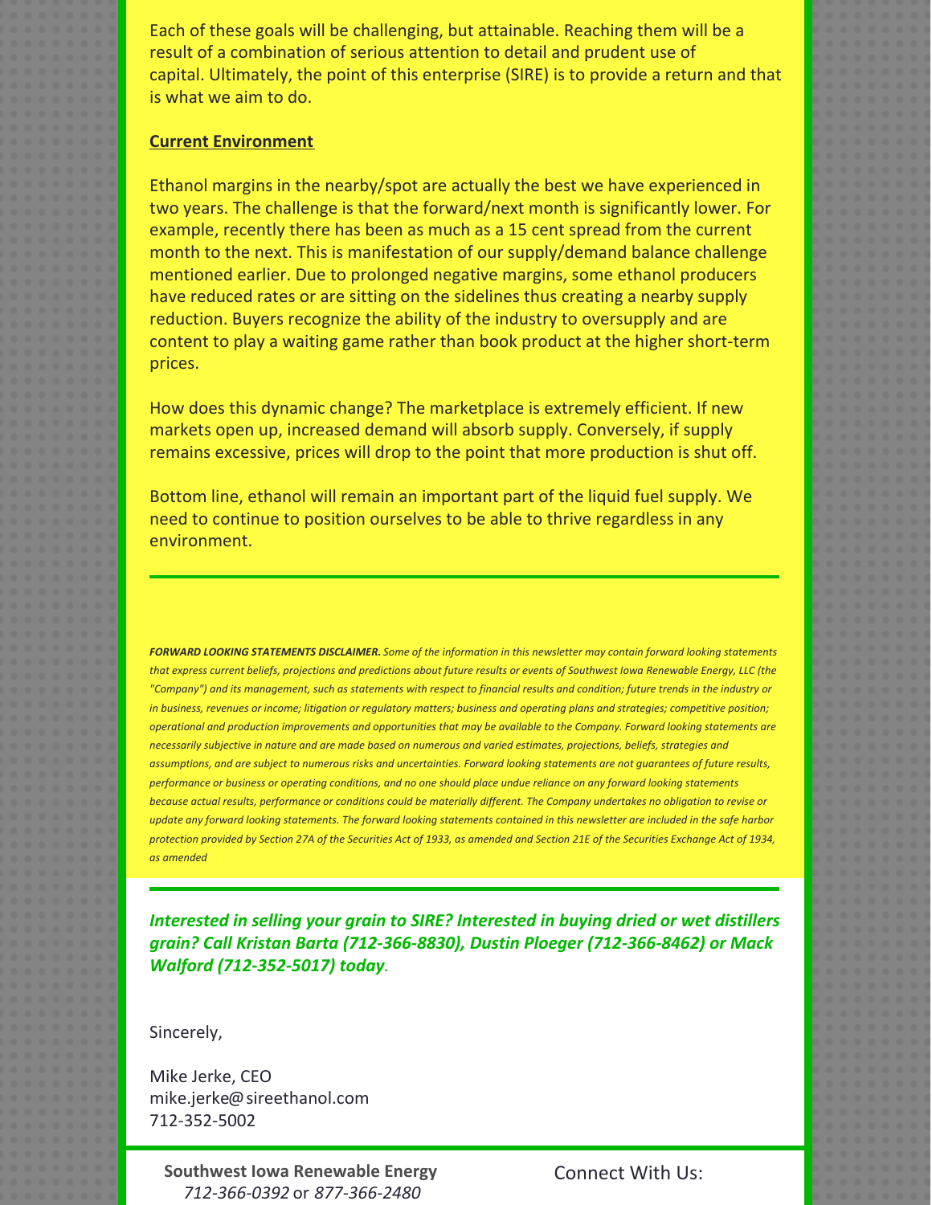Each of these goals will be challenging, but attainable. Reaching them will be a result of a combination of serious attention to detail and prudent use of capital. Ultimately, the point of this enterprise (SIRE) is to provide a return and that is what we aim to do.

## Current Environment

Ethanol margins in the nearby/spot are actually the best we have experienced in two years. The challenge is that the forward/next month is significantly lower. For example, recently there has been as much as a 15 cent spread from the current month to the next. This is manifestation of our supply/demand balance challenge mentioned earlier. Due to prolonged negative margins, some ethanol producers have reduced rates or are sitting on the sidelines thus creating a nearby supply reduction. Buyers recognize the ability of the industry to oversupply and are content to play a waiting game rather than book product at the higher short-term prices.

How does this dynamic change? The marketplace is extremely efficient. If new markets open up, increased demand will absorb supply. Conversely, if supply remains excessive, prices will drop to the point that more production is shut off.

Bottom line, ethanol will remain an important part of the liquid fuel supply. We need to continue to position ourselves to be able to thrive regardless in any environment.

---

*__FORWARD LOOKING STATEMENTS DISCLAIMER.__ Some of the information in this newsletter may contain forward looking statements that express current beliefs, projections and predictions about future results or events of Southwest Iowa Renewable Energy, LLC (the "Company") and its management, such as statements with respect to financial results and condition; future trends in the industry or in business, revenues or income; litigation or regulatory matters; business and operating plans and strategies; competitive position; operational and production improvements and opportunities that may be available to the Company. Forward looking statements are necessarily subjective in nature and are made based on numerous and varied estimates, projections, beliefs, strategies and assumptions, and are subject to numerous risks and uncertainties. Forward looking statements are not guarantees of future results, performance or business or operating conditions, and no one should place undue reliance on any forward looking statements because actual results, performance or conditions could be materially different. The Company undertakes no obligation to revise or update any forward looking statements. The forward looking statements contained in this newsletter are included in the safe harbor protection provided by Section 27A of the Securities Act of 1933, as amended and Section 21E of the Securities Exchange Act of 1934, as amended*

---

***Interested in selling your grain to SIRE? Interested in buying dried or wet distillers grain? Call Kristan Barta (712-366-8830), Dustin Ploeger (712-366-8462) or Mack Walford (712-352-5017) today.***

Sincerely,

Mike Jerke, CEO
mike.jerke@sireethanol.com
712-352-5002

**Southwest Iowa Renewable Energy**
*712-366-0392* or *877-366-2480*

Connect With Us: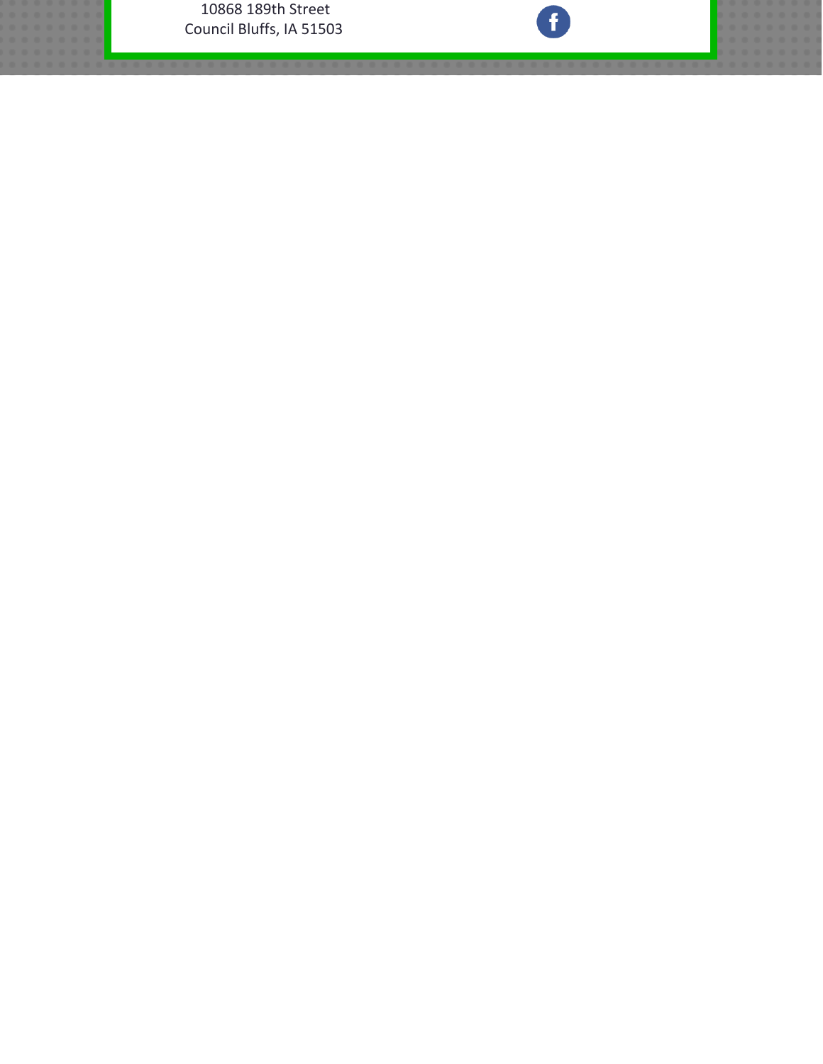10868 189th Street
Council Bluffs, IA 51503